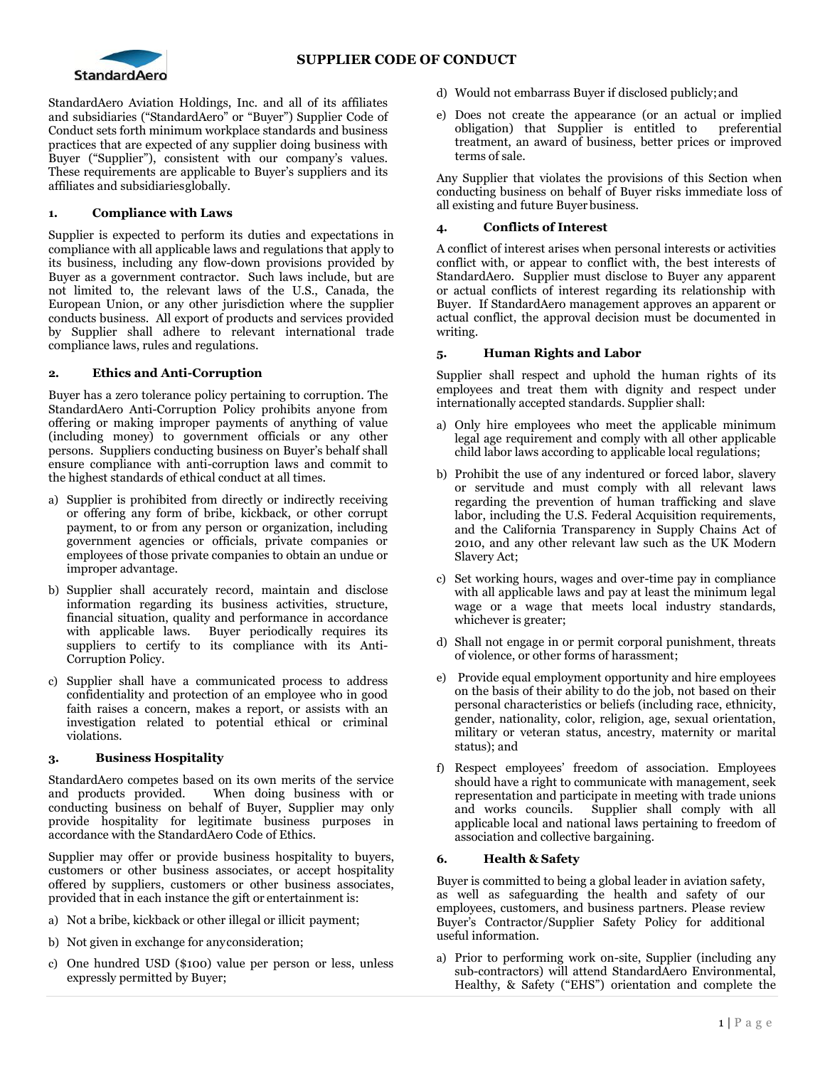# SUPPLIER CODE OF CONDUCT

StandardAero Aviation Holdings, Inc. and all of its affiliates and subsidiaries ("StandardAero" or "Buyer") Supplier Code of Conduct sets forth minimum workplace standards and business practices that are expected of any supplier doing business with Buyer ("Supplier"), consistent with our company's values. These requirements are applicable to Buyer's suppliers and its affiliates and subsidiaries globally.

## 1. Compliance with Laws

Supplier is expected to perform its duties and expectations in compliance with all applicable laws and regulations that apply to its business, including any flow-down provisions provided by Buyer as a government contractor. Such laws include, but are not limited to, the relevant laws of the U.S., Canada, the European Union, or any other jurisdiction where the supplier conducts business. All export of products and services provided by Supplier shall adhere to relevant international trade compliance laws, rules and regulations.

## 2. Ethics and Anti-Corruption

Buyer has a zero tolerance policy pertaining to corruption. The StandardAero Anti-Corruption Policy prohibits anyone from offering or making improper payments of anything of value (including money) to government officials or any other persons. Suppliers conducting business on Buyer's behalf shall ensure compliance with anti-corruption laws and commit to the highest standards of ethical conduct at all times.

a) Supplier is prohibited from directly or indirectly receiving or offering any form of bribe, kickback, or other corrupt payment, to or from any person or organization, including government agencies or officials, private companies or employees of those private companies to obtain an undue or improper advantage.

b) Supplier shall accurately record, maintain and disclose information regarding its business activities, structure, financial situation, quality and performance in accordance with applicable laws. Buyer periodically requires its suppliers to certify to its compliance with its Anti-Corruption Policy.

c) Supplier shall have a communicated process to address confidentiality and protection of an employee who in good faith raises a concern, makes a report, or assists with an investigation related to potential ethical or criminal violations.

## 3. Business Hospitality

StandardAero competes based on its own merits of the service and products provided. When doing business with or conducting business on behalf of Buyer, Supplier may only provide hospitality for legitimate business purposes in accordance with the StandardAero Code of Ethics.

Supplier may offer or provide business hospitality to buyers, customers or other business associates, or accept hospitality offered by suppliers, customers or other business associates, provided that in each instance the gift or entertainment is:

a) Not a bribe, kickback or other illegal or illicit payment;

b) Not given in exchange for any consideration;

c) One hundred USD ($100) value per person or less, unless expressly permitted by Buyer;

d) Would not embarrass Buyer if disclosed publicly; and

e) Does not create the appearance (or an actual or implied obligation) that Supplier is entitled to preferential treatment, an award of business, better prices or improved terms of sale.

Any Supplier that violates the provisions of this Section when conducting business on behalf of Buyer risks immediate loss of all existing and future Buyer business.

## 4. Conflicts of Interest

A conflict of interest arises when personal interests or activities conflict with, or appear to conflict with, the best interests of StandardAero. Supplier must disclose to Buyer any apparent or actual conflicts of interest regarding its relationship with Buyer. If StandardAero management approves an apparent or actual conflict, the approval decision must be documented in writing.

## 5. Human Rights and Labor

Supplier shall respect and uphold the human rights of its employees and treat them with dignity and respect under internationally accepted standards. Supplier shall:

a) Only hire employees who meet the applicable minimum legal age requirement and comply with all other applicable child labor laws according to applicable local regulations;

b) Prohibit the use of any indentured or forced labor, slavery or servitude and must comply with all relevant laws regarding the prevention of human trafficking and slave labor, including the U.S. Federal Acquisition requirements, and the California Transparency in Supply Chains Act of 2010, and any other relevant law such as the UK Modern Slavery Act;

c) Set working hours, wages and over-time pay in compliance with all applicable laws and pay at least the minimum legal wage or a wage that meets local industry standards, whichever is greater;

d) Shall not engage in or permit corporal punishment, threats of violence, or other forms of harassment;

e) Provide equal employment opportunity and hire employees on the basis of their ability to do the job, not based on their personal characteristics or beliefs (including race, ethnicity, gender, nationality, color, religion, age, sexual orientation, military or veteran status, ancestry, maternity or marital status); and

f) Respect employees' freedom of association. Employees should have a right to communicate with management, seek representation and participate in meeting with trade unions and works councils. Supplier shall comply with all applicable local and national laws pertaining to freedom of association and collective bargaining.

## 6. Health & Safety

Buyer is committed to being a global leader in aviation safety, as well as safeguarding the health and safety of our employees, customers, and business partners. Please review Buyer's Contractor/Supplier Safety Policy for additional useful information.

a) Prior to performing work on-site, Supplier (including any sub-contractors) will attend StandardAero Environmental, Healthy, & Safety ("EHS") orientation and complete the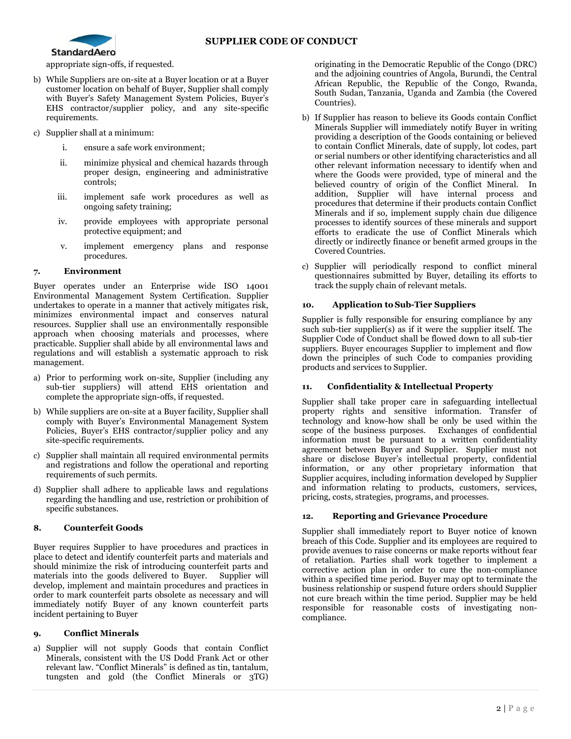appropriate sign-offs, if requested.

b) While Suppliers are on-site at a Buyer location or at a Buyer customer location on behalf of Buyer, Supplier shall comply with Buyer's Safety Management System Policies, Buyer's EHS contractor/supplier policy, and any site-specific requirements.

c) Supplier shall at a minimum:

   i. ensure a safe work environment;

   ii. minimize physical and chemical hazards through proper design, engineering and administrative controls;

   iii. implement safe work procedures as well as ongoing safety training;

   iv. provide employees with appropriate personal protective equipment; and

   v. implement emergency plans and response procedures.

## 7. Environment

Buyer operates under an Enterprise wide ISO 14001 Environmental Management System Certification. Supplier undertakes to operate in a manner that actively mitigates risk, minimizes environmental impact and conserves natural resources. Supplier shall use an environmentally responsible approach when choosing materials and processes, where practicable. Supplier shall abide by all environmental laws and regulations and will establish a systematic approach to risk management.

a) Prior to performing work on-site, Supplier (including any sub-tier suppliers) will attend EHS orientation and complete the appropriate sign-offs, if requested.

b) While suppliers are on-site at a Buyer facility, Supplier shall comply with Buyer's Environmental Management System Policies, Buyer's EHS contractor/supplier policy and any site-specific requirements.

c) Supplier shall maintain all required environmental permits and registrations and follow the operational and reporting requirements of such permits.

d) Supplier shall adhere to applicable laws and regulations regarding the handling and use, restriction or prohibition of specific substances.

## 8. Counterfeit Goods

Buyer requires Supplier to have procedures and practices in place to detect and identify counterfeit parts and materials and should minimize the risk of introducing counterfeit parts and materials into the goods delivered to Buyer. Supplier will develop, implement and maintain procedures and practices in order to mark counterfeit parts obsolete as necessary and will immediately notify Buyer of any known counterfeit parts incident pertaining to Buyer

## 9. Conflict Minerals

a) Supplier will not supply Goods that contain Conflict Minerals, consistent with the US Dodd Frank Act or other relevant law. "Conflict Minerals" is defined as tin, tantalum, tungsten and gold (the Conflict Minerals or 3TG) originating in the Democratic Republic of the Congo (DRC) and the adjoining countries of Angola, Burundi, the Central African Republic, the Republic of the Congo, Rwanda, South Sudan, Tanzania, Uganda and Zambia (the Covered Countries).

b) If Supplier has reason to believe its Goods contain Conflict Minerals Supplier will immediately notify Buyer in writing providing a description of the Goods containing or believed to contain Conflict Minerals, date of supply, lot codes, part or serial numbers or other identifying characteristics and all other relevant information necessary to identify when and where the Goods were provided, type of mineral and the believed country of origin of the Conflict Mineral. In addition, Supplier will have internal process and procedures that determine if their products contain Conflict Minerals and if so, implement supply chain due diligence processes to identify sources of these minerals and support efforts to eradicate the use of Conflict Minerals which directly or indirectly finance or benefit armed groups in the Covered Countries.

c) Supplier will periodically respond to conflict mineral questionnaires submitted by Buyer, detailing its efforts to track the supply chain of relevant metals.

## 10. Application to Sub-Tier Suppliers

Supplier is fully responsible for ensuring compliance by any such sub-tier supplier(s) as if it were the supplier itself. The Supplier Code of Conduct shall be flowed down to all sub-tier suppliers. Buyer encourages Supplier to implement and flow down the principles of such Code to companies providing products and services to Supplier.

## 11. Confidentiality & Intellectual Property

Supplier shall take proper care in safeguarding intellectual property rights and sensitive information. Transfer of technology and know-how shall be only be used within the scope of the business purposes. Exchanges of confidential information must be pursuant to a written confidentiality agreement between Buyer and Supplier. Supplier must not share or disclose Buyer's intellectual property, confidential information, or any other proprietary information that Supplier acquires, including information developed by Supplier and information relating to products, customers, services, pricing, costs, strategies, programs, and processes.

## 12. Reporting and Grievance Procedure

Supplier shall immediately report to Buyer notice of known breach of this Code. Supplier and its employees are required to provide avenues to raise concerns or make reports without fear of retaliation. Parties shall work together to implement a corrective action plan in order to cure the non-compliance within a specified time period. Buyer may opt to terminate the business relationship or suspend future orders should Supplier not cure breach within the time period. Supplier may be held responsible for reasonable costs of investigating non-compliance.